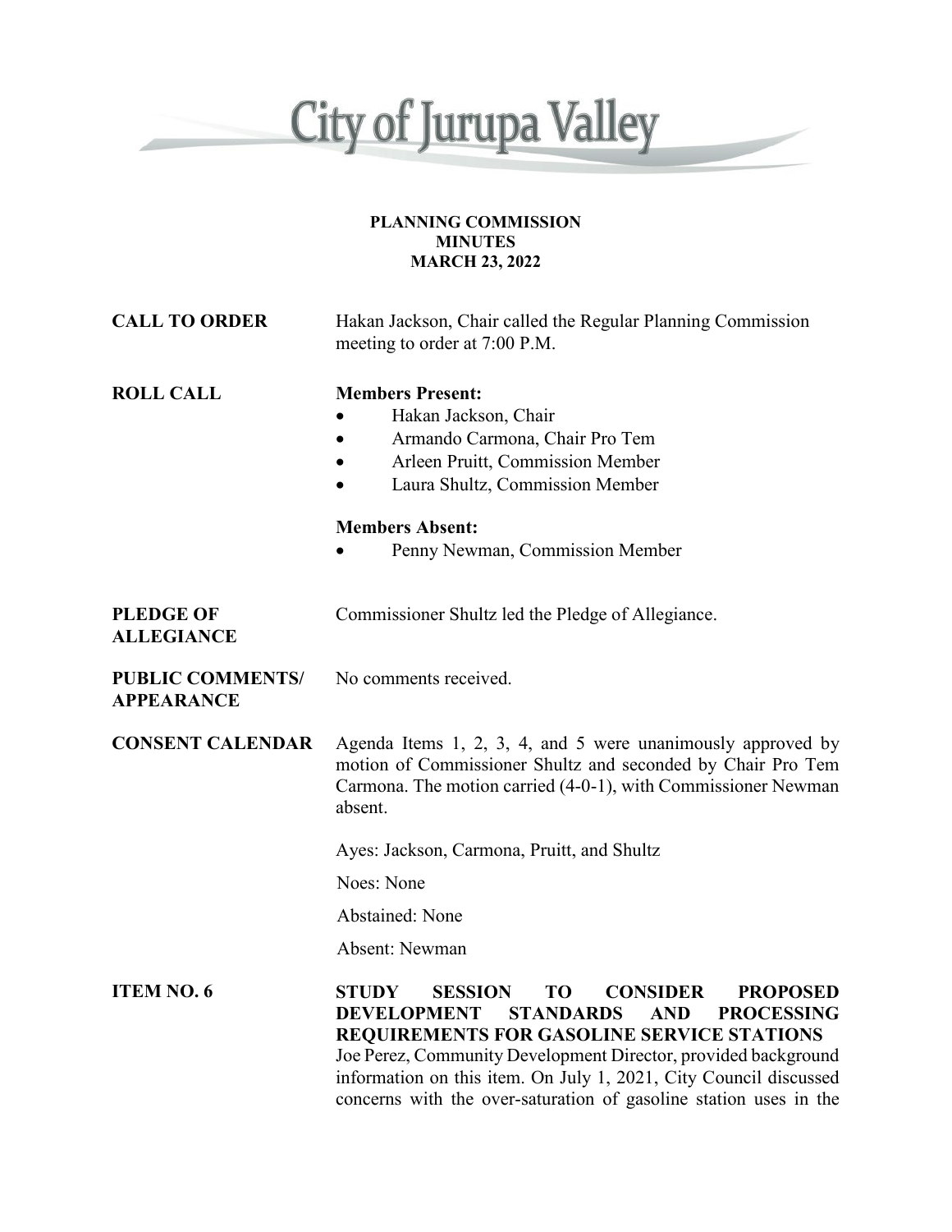# City of Jurupa Valley

**PLANNING COMMISSION**
**MINUTES**
**MARCH 23, 2022**

**CALL TO ORDER** Hakan Jackson, Chair called the Regular Planning Commission meeting to order at 7:00 P.M.

**ROLL CALL**

**Members Present:**

- Hakan Jackson, Chair
- Armando Carmona, Chair Pro Tem
- Arleen Pruitt, Commission Member
- Laura Shultz, Commission Member

**Members Absent:**

- Penny Newman, Commission Member

**PLEDGE OF ALLEGIANCE** Commissioner Shultz led the Pledge of Allegiance.

**PUBLIC COMMENTS/ APPEARANCE** No comments received.

**CONSENT CALENDAR** Agenda Items 1, 2, 3, 4, and 5 were unanimously approved by motion of Commissioner Shultz and seconded by Chair Pro Tem Carmona. The motion carried (4-0-1), with Commissioner Newman absent.

Ayes: Jackson, Carmona, Pruitt, and Shultz

Noes: None

Abstained: None

Absent: Newman

**ITEM NO. 6** **STUDY SESSION TO CONSIDER PROPOSED DEVELOPMENT STANDARDS AND PROCESSING REQUIREMENTS FOR GASOLINE SERVICE STATIONS**

Joe Perez, Community Development Director, provided background information on this item. On July 1, 2021, City Council discussed concerns with the over-saturation of gasoline station uses in the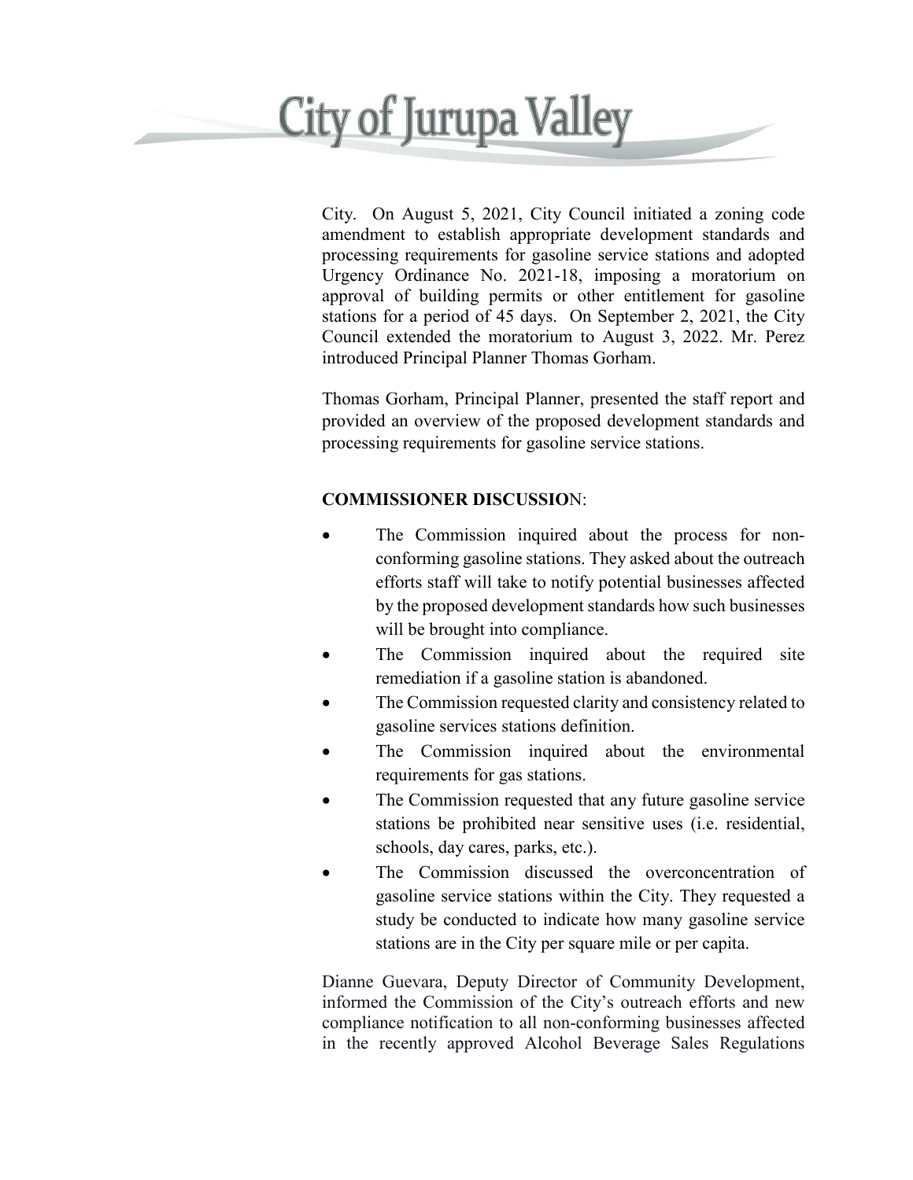City. On August 5, 2021, City Council initiated a zoning code amendment to establish appropriate development standards and processing requirements for gasoline service stations and adopted Urgency Ordinance No. 2021-18, imposing a moratorium on approval of building permits or other entitlement for gasoline stations for a period of 45 days. On September 2, 2021, the City Council extended the moratorium to August 3, 2022. Mr. Perez introduced Principal Planner Thomas Gorham.

Thomas Gorham, Principal Planner, presented the staff report and provided an overview of the proposed development standards and processing requirements for gasoline service stations.

**COMMISSIONER DISCUSSIO**N:

- The Commission inquired about the process for non-conforming gasoline stations. They asked about the outreach efforts staff will take to notify potential businesses affected by the proposed development standards how such businesses will be brought into compliance.
- The Commission inquired about the required site remediation if a gasoline station is abandoned.
- The Commission requested clarity and consistency related to gasoline services stations definition.
- The Commission inquired about the environmental requirements for gas stations.
- The Commission requested that any future gasoline service stations be prohibited near sensitive uses (i.e. residential, schools, day cares, parks, etc.).
- The Commission discussed the overconcentration of gasoline service stations within the City. They requested a study be conducted to indicate how many gasoline service stations are in the City per square mile or per capita.

Dianne Guevara, Deputy Director of Community Development, informed the Commission of the City's outreach efforts and new compliance notification to all non-conforming businesses affected in the recently approved Alcohol Beverage Sales Regulations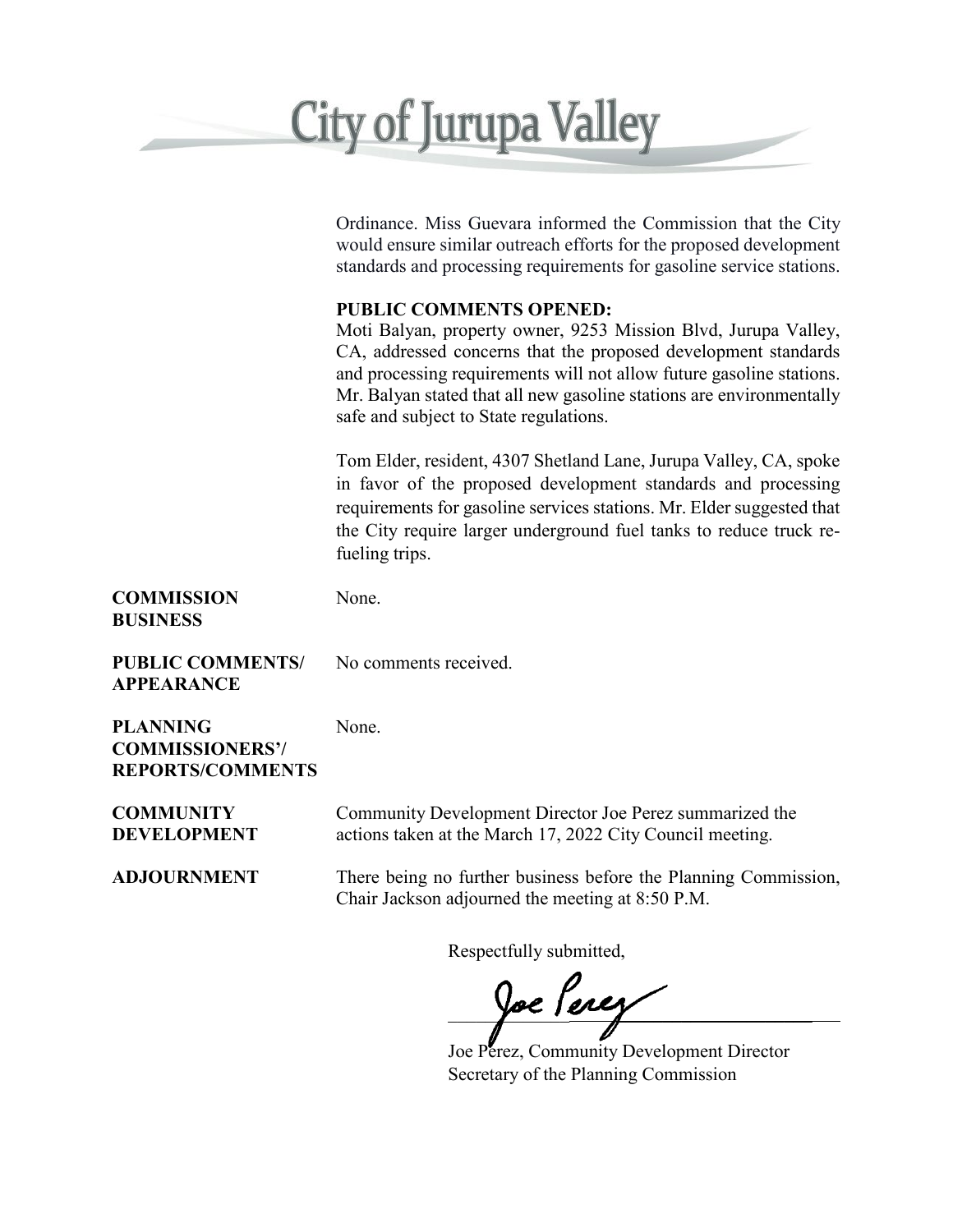Ordinance. Miss Guevara informed the Commission that the City would ensure similar outreach efforts for the proposed development standards and processing requirements for gasoline service stations.

**PUBLIC COMMENTS OPENED:**

Moti Balyan, property owner, 9253 Mission Blvd, Jurupa Valley, CA, addressed concerns that the proposed development standards and processing requirements will not allow future gasoline stations. Mr. Balyan stated that all new gasoline stations are environmentally safe and subject to State regulations.

Tom Elder, resident, 4307 Shetland Lane, Jurupa Valley, CA, spoke in favor of the proposed development standards and processing requirements for gasoline services stations. Mr. Elder suggested that the City require larger underground fuel tanks to reduce truck re-fueling trips.

**COMMISSION BUSINESS**

None.

**PUBLIC COMMENTS/ APPEARANCE**

No comments received.

**PLANNING COMMISSIONERS'/ REPORTS/COMMENTS**

None.

**COMMUNITY DEVELOPMENT**

Community Development Director Joe Perez summarized the actions taken at the March 17, 2022 City Council meeting.

**ADJOURNMENT**

There being no further business before the Planning Commission, Chair Jackson adjourned the meeting at 8:50 P.M.

Respectfully submitted,

Joe Perez

Joe Perez, Community Development Director
Secretary of the Planning Commission